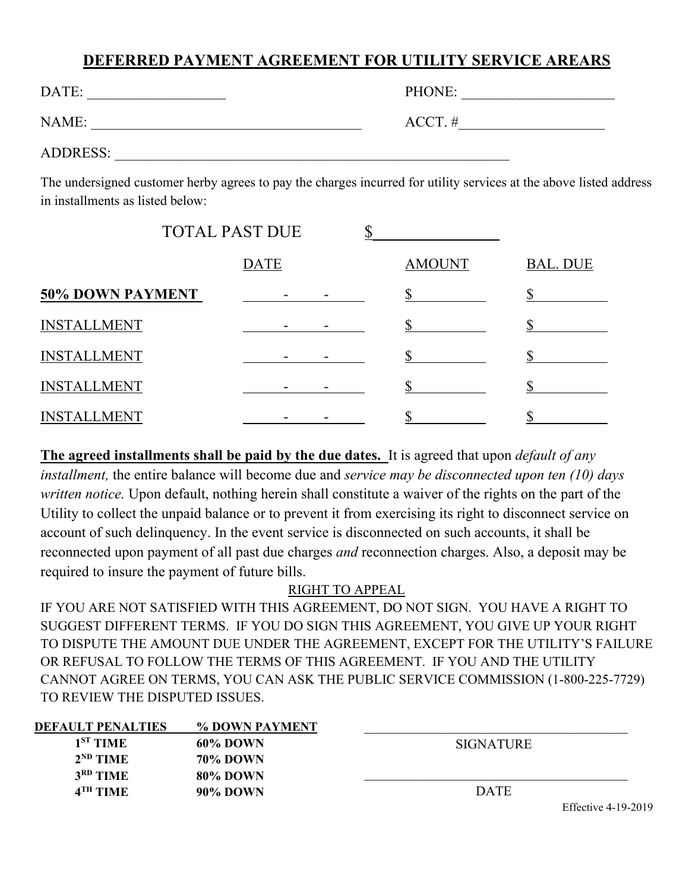# DEFERRED PAYMENT AGREEMENT FOR UTILITY SERVICE AREARS

DATE: ___________________ PHONE: _____________________

NAME: ____________________________________ ACCT. #____________________

ADDRESS: _______________________________________________________

The undersigned customer herby agrees to pay the charges incurred for utility services at the above listed address in installments as listed below:

TOTAL PAST DUE $________________

| | DATE | AMOUNT | BAL. DUE |
|---|---|---|---|
| **50% DOWN PAYMENT** | - - | $ | $ |
| INSTALLMENT | - - | $ | $ |
| INSTALLMENT | - - | $ | $ |
| INSTALLMENT | - - | $ | $ |
| INSTALLMENT | - - | $ | $ |

**The agreed installments shall be paid by the due dates.** It is agreed that upon *default of any installment,* the entire balance will become due and *service may be disconnected upon ten (10) days written notice.* Upon default, nothing herein shall constitute a waiver of the rights on the part of the Utility to collect the unpaid balance or to prevent it from exercising its right to disconnect service on account of such delinquency. In the event service is disconnected on such accounts, it shall be reconnected upon payment of all past due charges *and* reconnection charges. Also, a deposit may be required to insure the payment of future bills.

RIGHT TO APPEAL

IF YOU ARE NOT SATISFIED WITH THIS AGREEMENT, DO NOT SIGN. YOU HAVE A RIGHT TO SUGGEST DIFFERENT TERMS. IF YOU DO SIGN THIS AGREEMENT, YOU GIVE UP YOUR RIGHT TO DISPUTE THE AMOUNT DUE UNDER THE AGREEMENT, EXCEPT FOR THE UTILITY'S FAILURE OR REFUSAL TO FOLLOW THE TERMS OF THIS AGREEMENT. IF YOU AND THE UTILITY CANNOT AGREE ON TERMS, YOU CAN ASK THE PUBLIC SERVICE COMMISSION (1-800-225-7729) TO REVIEW THE DISPUTED ISSUES.

| DEFAULT PENALTIES | % DOWN PAYMENT |
|---|---|
| 1ST TIME | 60% DOWN |
| 2ND TIME | 70% DOWN |
| 3RD TIME | 80% DOWN |
| 4TH TIME | 90% DOWN |

________________________________________
SIGNATURE

________________________________________
DATE

Effective 4-19-2019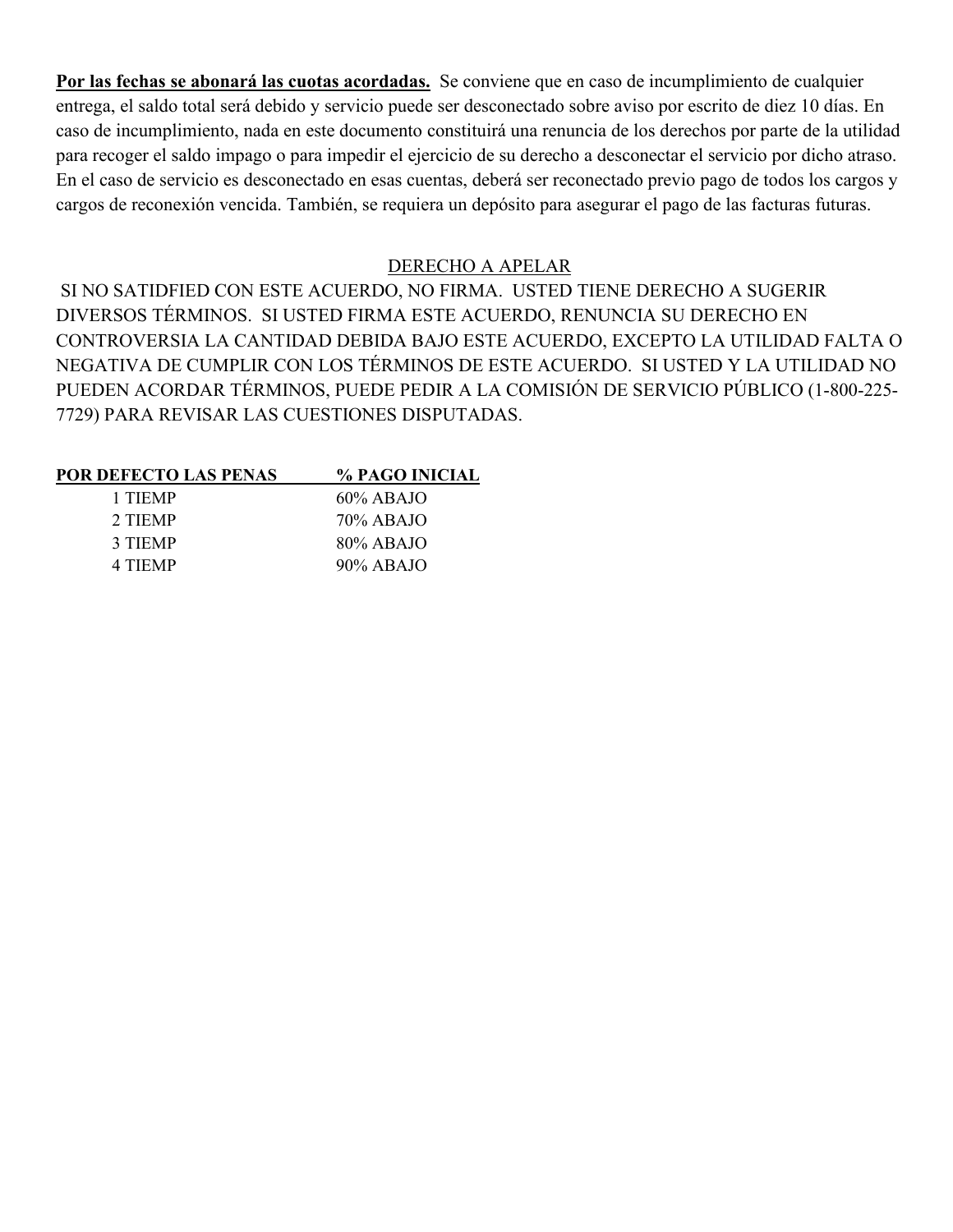**Por las fechas se abonará las cuotas acordadas.** Se conviene que en caso de incumplimiento de cualquier entrega, el saldo total será debido y servicio puede ser desconectado sobre aviso por escrito de diez 10 días. En caso de incumplimiento, nada en este documento constituirá una renuncia de los derechos por parte de la utilidad para recoger el saldo impago o para impedir el ejercicio de su derecho a desconectar el servicio por dicho atraso. En el caso de servicio es desconectado en esas cuentas, deberá ser reconectado previo pago de todos los cargos y cargos de reconexión vencida. También, se requiera un depósito para asegurar el pago de las facturas futuras.

DERECHO A APELAR

SI NO SATIDFIED CON ESTE ACUERDO, NO FIRMA. USTED TIENE DERECHO A SUGERIR DIVERSOS TÉRMINOS. SI USTED FIRMA ESTE ACUERDO, RENUNCIA SU DERECHO EN CONTROVERSIA LA CANTIDAD DEBIDA BAJO ESTE ACUERDO, EXCEPTO LA UTILIDAD FALTA O NEGATIVA DE CUMPLIR CON LOS TÉRMINOS DE ESTE ACUERDO. SI USTED Y LA UTILIDAD NO PUEDEN ACORDAR TÉRMINOS, PUEDE PEDIR A LA COMISIÓN DE SERVICIO PÚBLICO (1-800-225-7729) PARA REVISAR LAS CUESTIONES DISPUTADAS.

| POR DEFECTO LAS PENAS | % PAGO INICIAL |
|---|---|
| 1 TIEMP | 60% ABAJO |
| 2 TIEMP | 70% ABAJO |
| 3 TIEMP | 80% ABAJO |
| 4 TIEMP | 90% ABAJO |